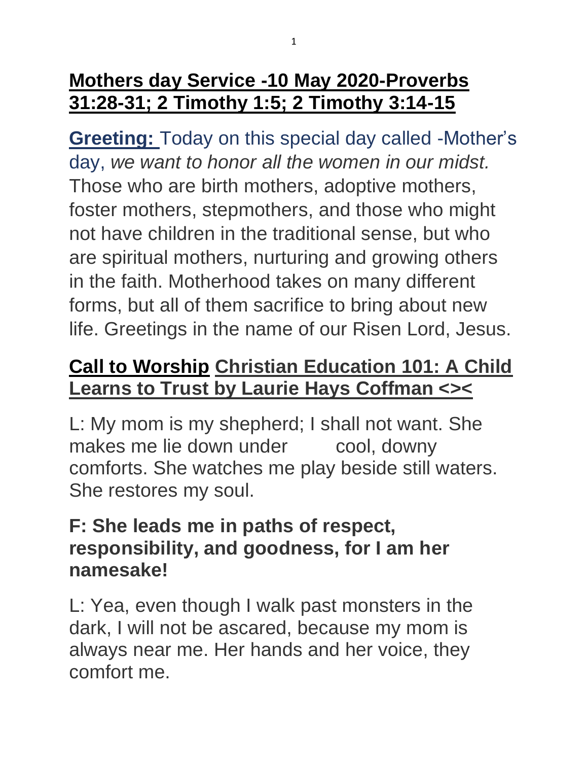# Mothers day Service -10 May 2020-Proverbs 31:28-31; 2 Timothy 1:5; 2 Timothy 3:14-15

**Greeting:** Today on this special day called -Mother's day, *we want to honor all the women in our midst.* Those who are birth mothers, adoptive mothers, foster mothers, stepmothers, and those who might not have children in the traditional sense, but who are spiritual mothers, nurturing and growing others in the faith. Motherhood takes on many different forms, but all of them sacrifice to bring about new life. Greetings in the name of our Risen Lord, Jesus.

## Call to Worship Christian Education 101: A Child Learns to Trust by Laurie Hays Coffman <><

L: My mom is my shepherd; I shall not want. She makes me lie down under cool, downy comforts. She watches me play beside still waters. She restores my soul.

**F: She leads me in paths of respect, responsibility, and goodness, for I am her namesake!**

L: Yea, even though I walk past monsters in the dark, I will not be ascared, because my mom is always near me. Her hands and her voice, they comfort me.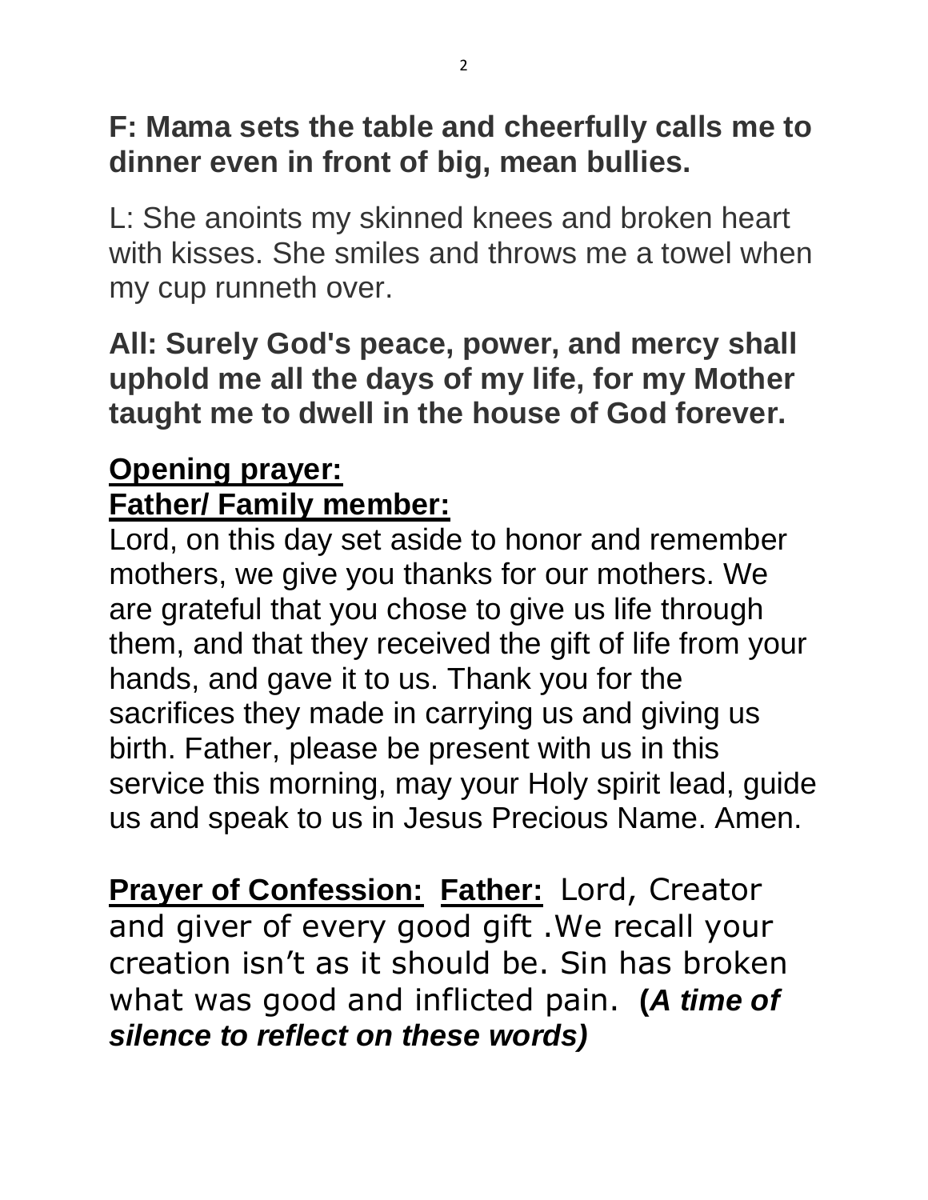**F: Mama sets the table and cheerfully calls me to dinner even in front of big, mean bullies.**

L: She anoints my skinned knees and broken heart with kisses. She smiles and throws me a towel when my cup runneth over.

**All: Surely God's peace, power, and mercy shall uphold me all the days of my life, for my Mother taught me to dwell in the house of God forever.**

## Opening prayer:

## Father/ Family member:

Lord, on this day set aside to honor and remember mothers, we give you thanks for our mothers. We are grateful that you chose to give us life through them, and that they received the gift of life from your hands, and gave it to us. Thank you for the sacrifices they made in carrying us and giving us birth. Father, please be present with us in this service this morning, may your Holy spirit lead, guide us and speak to us in Jesus Precious Name. Amen.

**Prayer of Confession:** **Father:** Lord, Creator and giver of every good gift .We recall your creation isn't as it should be. Sin has broken what was good and inflicted pain. **(*A time of silence to reflect on these words)***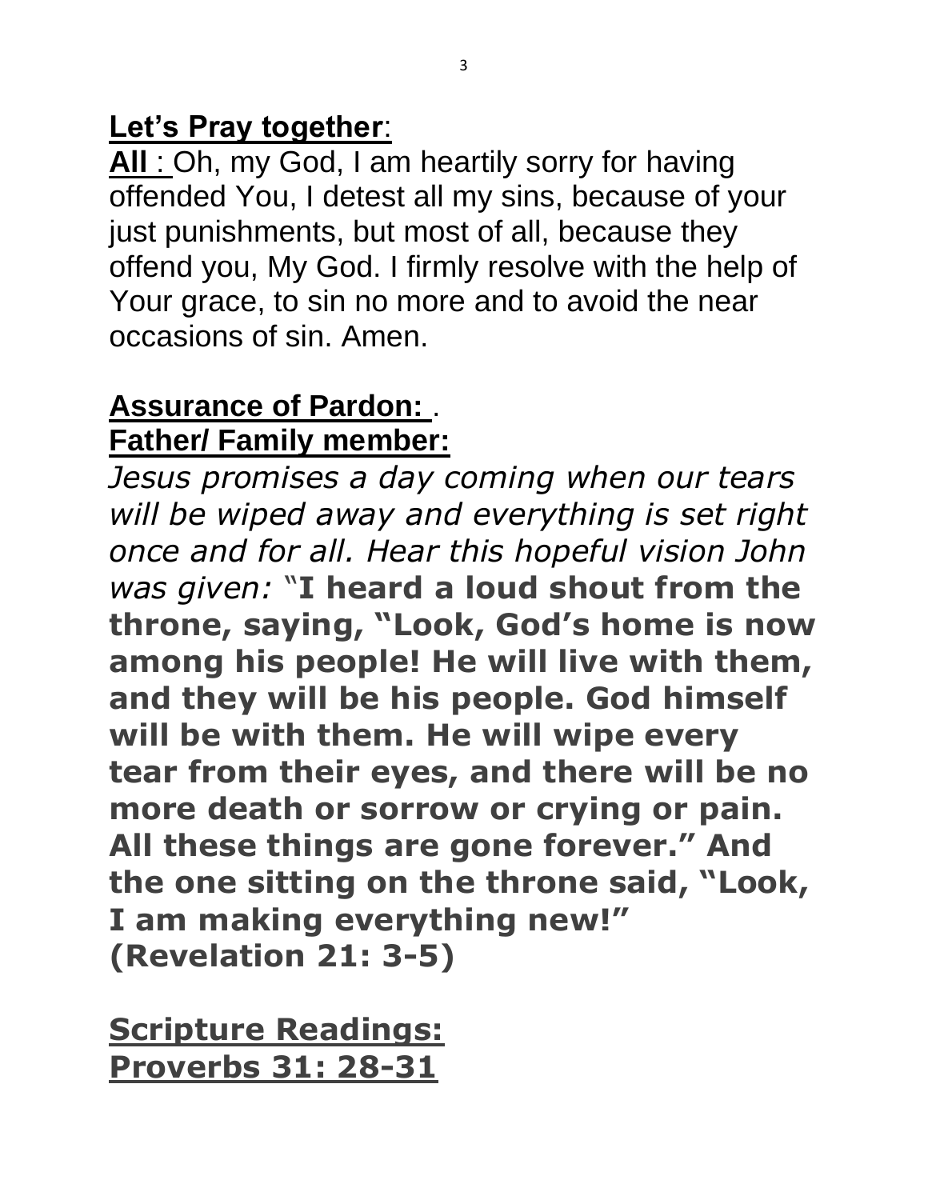**Let's Pray together**:

**All** : Oh, my God, I am heartily sorry for having offended You, I detest all my sins, because of your just punishments, but most of all, because they offend you, My God. I firmly resolve with the help of Your grace, to sin no more and to avoid the near occasions of sin. Amen.

**Assurance of Pardon:** .

**Father/ Family member:**

*Jesus promises a day coming when our tears will be wiped away and everything is set right once and for all. Hear this hopeful vision John was given:* "**I heard a loud shout from the throne, saying, "Look, God's home is now among his people! He will live with them, and they will be his people. God himself will be with them. He will wipe every tear from their eyes, and there will be no more death or sorrow or crying or pain. All these things are gone forever." And the one sitting on the throne said, "Look, I am making everything new!" (Revelation 21: 3-5)**

**Scripture Readings:**
**Proverbs 31: 28-31**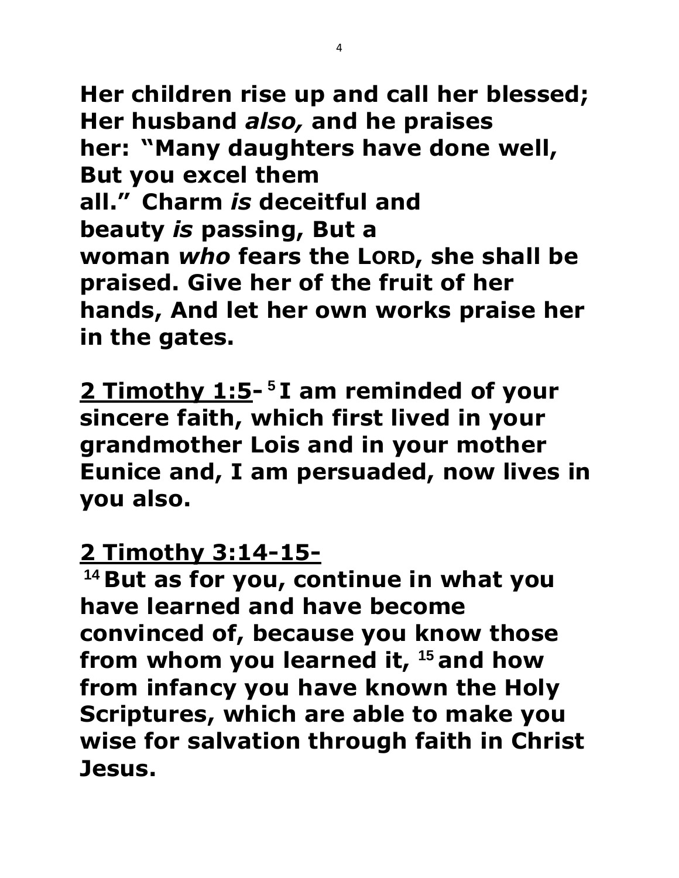**Her children rise up and call her blessed; Her husband *also,* and he praises her: "Many daughters have done well, But you excel them all." Charm *is* deceitful and beauty *is* passing, But a woman *who* fears the LORD, she shall be praised. Give her of the fruit of her hands, And let her own works praise her in the gates.**

**<u>2 Timothy 1:5</u>- [5] I am reminded of your sincere faith, which first lived in your grandmother Lois and in your mother Eunice and, I am persuaded, now lives in you also.**

**<u>2 Timothy 3:14-15-</u>**

**[14] But as for you, continue in what you have learned and have become convinced of, because you know those from whom you learned it, [15] and how from infancy you have known the Holy Scriptures, which are able to make you wise for salvation through faith in Christ Jesus.**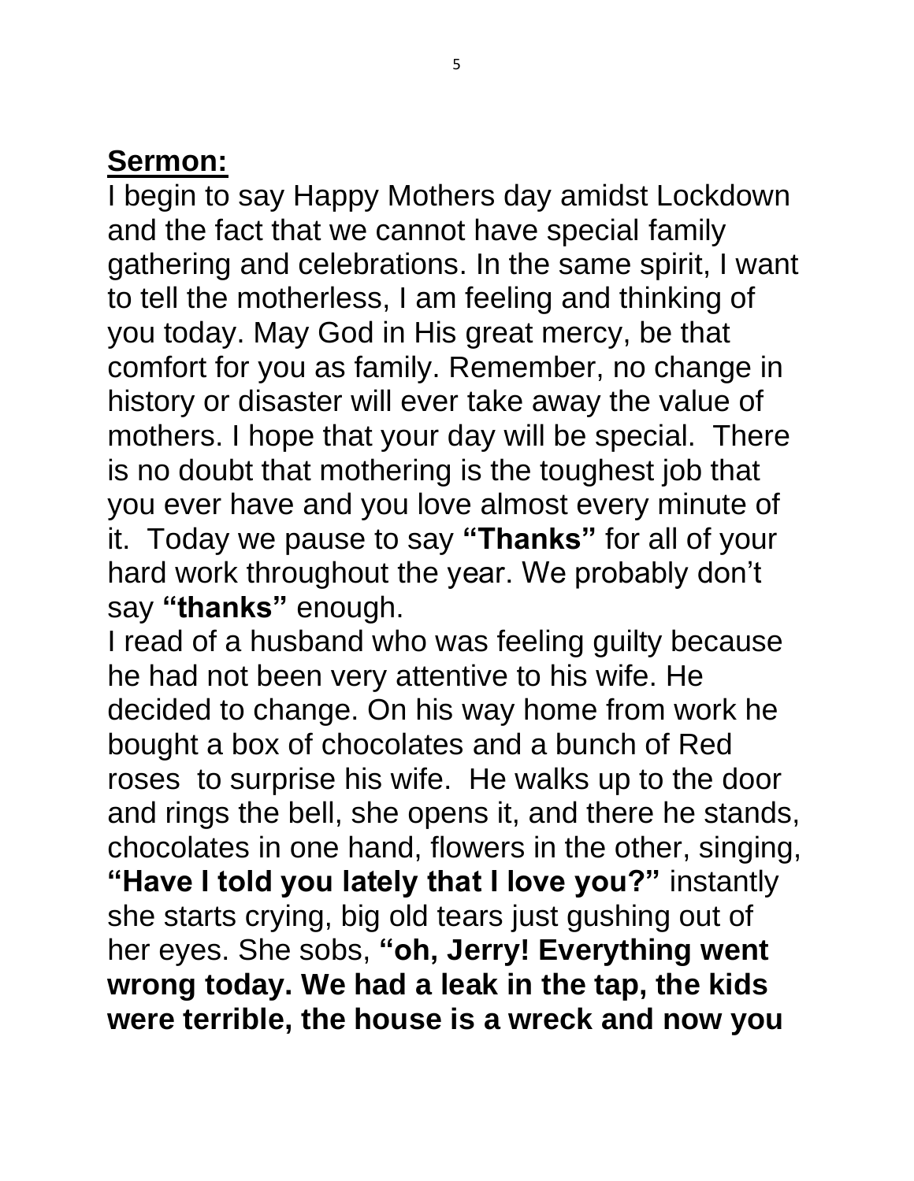**Sermon:**

I begin to say Happy Mothers day amidst Lockdown and the fact that we cannot have special family gathering and celebrations. In the same spirit, I want to tell the motherless, I am feeling and thinking of you today. May God in His great mercy, be that comfort for you as family. Remember, no change in history or disaster will ever take away the value of mothers. I hope that your day will be special. There is no doubt that mothering is the toughest job that you ever have and you love almost every minute of it. Today we pause to say **"Thanks"** for all of your hard work throughout the year. We probably don't say **"thanks"** enough.

I read of a husband who was feeling guilty because he had not been very attentive to his wife. He decided to change. On his way home from work he bought a box of chocolates and a bunch of Red roses to surprise his wife. He walks up to the door and rings the bell, she opens it, and there he stands, chocolates in one hand, flowers in the other, singing, **"Have I told you lately that I love you?"** instantly she starts crying, big old tears just gushing out of her eyes. She sobs, **"oh, Jerry! Everything went wrong today. We had a leak in the tap, the kids were terrible, the house is a wreck and now you**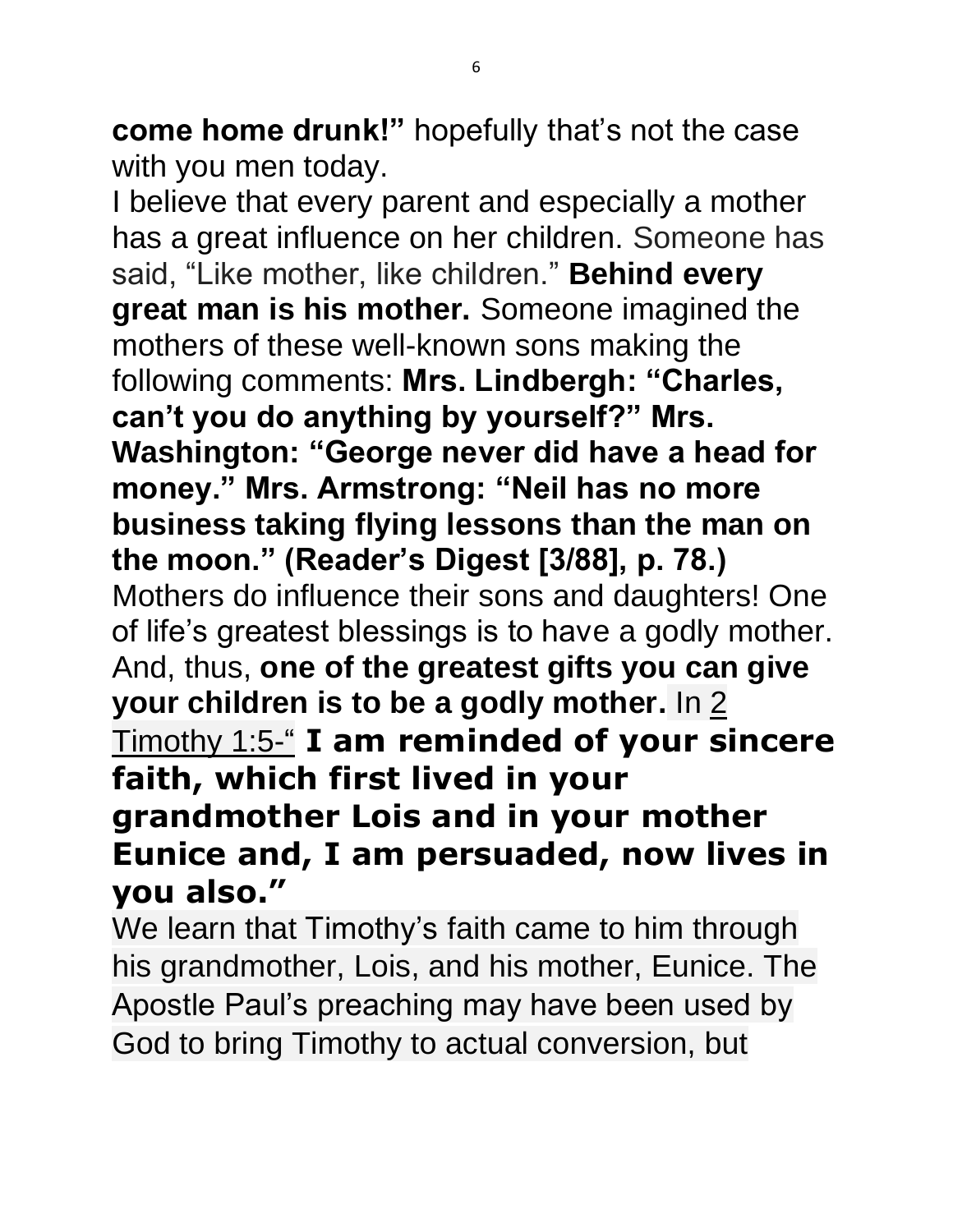**come home drunk!"** hopefully that's not the case with you men today.

I believe that every parent and especially a mother has a great influence on her children. Someone has said, "Like mother, like children." **Behind every great man is his mother.** Someone imagined the mothers of these well-known sons making the following comments: **Mrs. Lindbergh: "Charles, can't you do anything by yourself?" Mrs. Washington: "George never did have a head for money." Mrs. Armstrong: "Neil has no more business taking flying lessons than the man on the moon." (Reader's Digest [3/88], p. 78.)** Mothers do influence their sons and daughters! One of life's greatest blessings is to have a godly mother. And, thus, **one of the greatest gifts you can give your children is to be a godly mother.** In 2 Timothy 1:5-" **I am reminded of your sincere faith, which first lived in your grandmother Lois and in your mother Eunice and, I am persuaded, now lives in you also."**

We learn that Timothy's faith came to him through his grandmother, Lois, and his mother, Eunice. The Apostle Paul's preaching may have been used by God to bring Timothy to actual conversion, but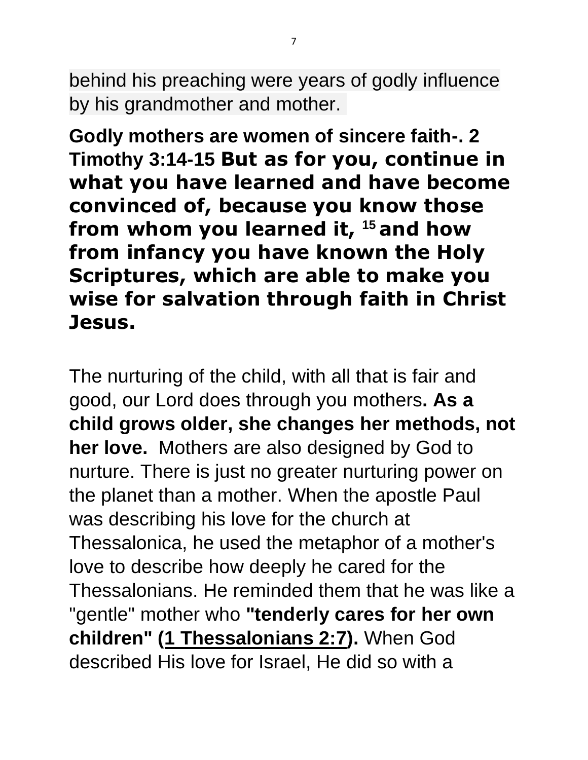behind his preaching were years of godly influence by his grandmother and mother.

**Godly mothers are women of sincere faith-. 2 Timothy 3:14-15 But as for you, continue in what you have learned and have become convinced of, because you know those from whom you learned it, [15] and how from infancy you have known the Holy Scriptures, which are able to make you wise for salvation through faith in Christ Jesus.**

The nurturing of the child, with all that is fair and good, our Lord does through you mothers**. As a child grows older, she changes her methods, not her love.** Mothers are also designed by God to nurture. There is just no greater nurturing power on the planet than a mother. When the apostle Paul was describing his love for the church at Thessalonica, he used the metaphor of a mother's love to describe how deeply he cared for the Thessalonians. He reminded them that he was like a "gentle" mother who **"tenderly cares for her own children" (1 Thessalonians 2:7).** When God described His love for Israel, He did so with a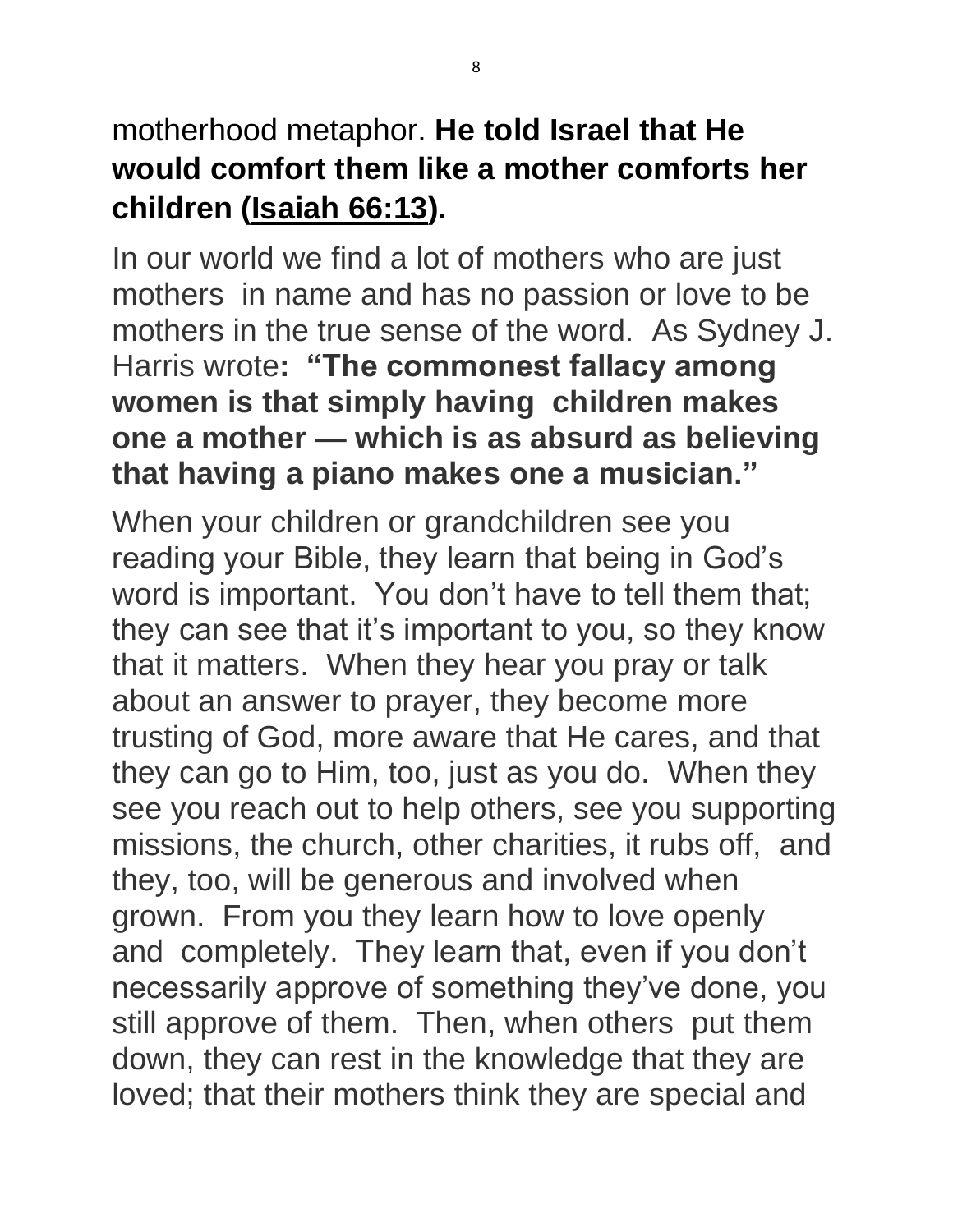motherhood metaphor. **He told Israel that He would comfort them like a mother comforts her children (Isaiah 66:13).**

In our world we find a lot of mothers who are just mothers in name and has no passion or love to be mothers in the true sense of the word. As Sydney J. Harris wrote**: "The commonest fallacy among women is that simply having children makes one a mother — which is as absurd as believing that having a piano makes one a musician."**

When your children or grandchildren see you reading your Bible, they learn that being in God's word is important. You don't have to tell them that; they can see that it's important to you, so they know that it matters. When they hear you pray or talk about an answer to prayer, they become more trusting of God, more aware that He cares, and that they can go to Him, too, just as you do. When they see you reach out to help others, see you supporting missions, the church, other charities, it rubs off, and they, too, will be generous and involved when grown. From you they learn how to love openly and completely. They learn that, even if you don't necessarily approve of something they've done, you still approve of them. Then, when others put them down, they can rest in the knowledge that they are loved; that their mothers think they are special and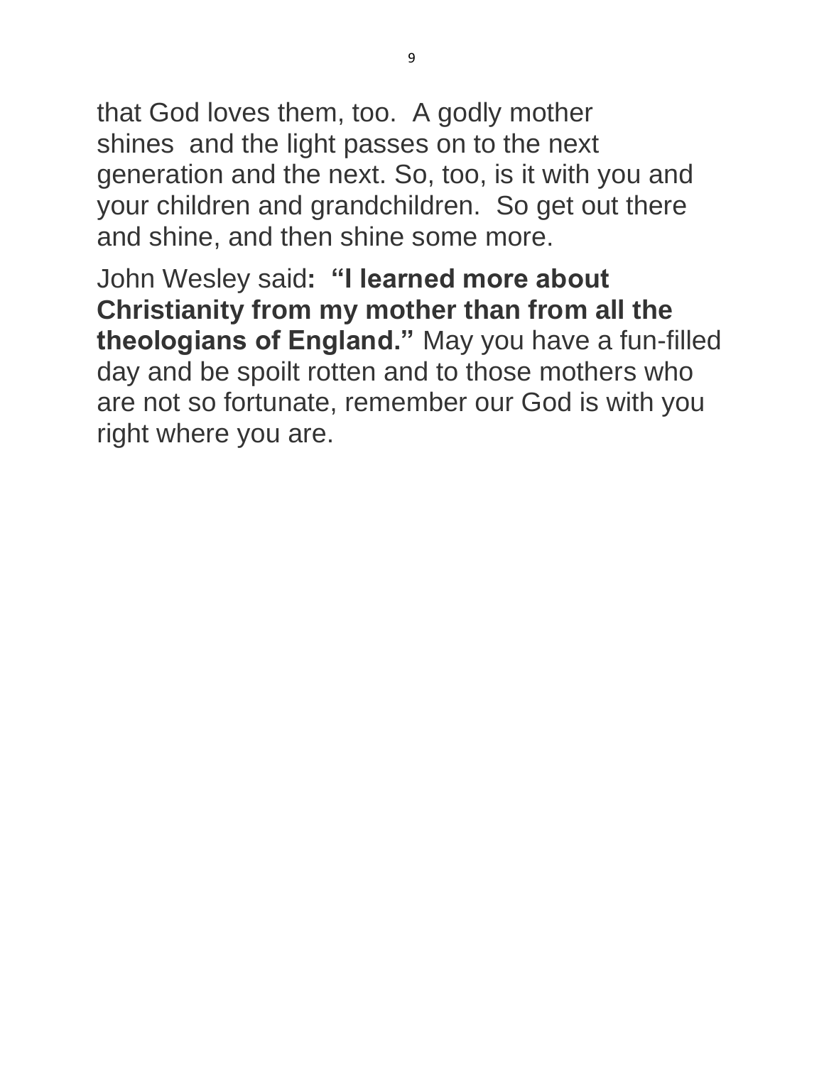that God loves them, too. A godly mother shines and the light passes on to the next generation and the next. So, too, is it with you and your children and grandchildren. So get out there and shine, and then shine some more.

John Wesley said**: "I learned more about Christianity from my mother than from all the theologians of England."** May you have a fun-filled day and be spoilt rotten and to those mothers who are not so fortunate, remember our God is with you right where you are.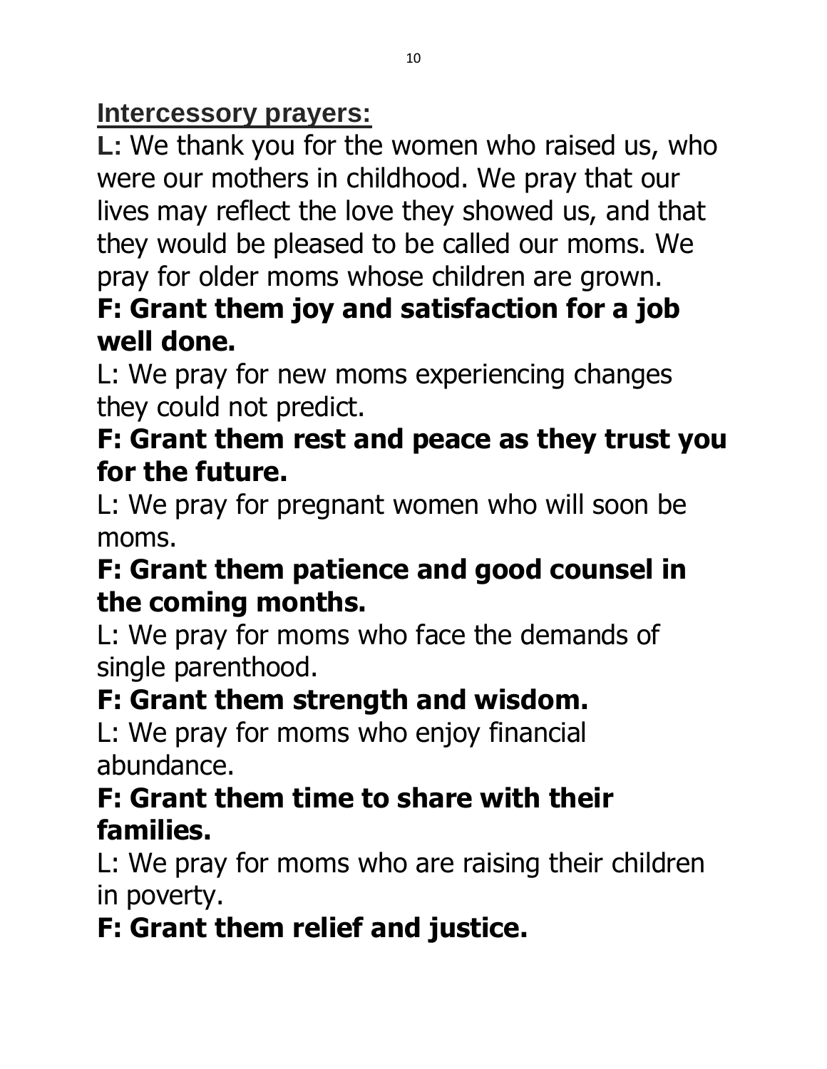## Intercessory prayers:

L: We thank you for the women who raised us, who were our mothers in childhood. We pray that our lives may reflect the love they showed us, and that they would be pleased to be called our moms. We pray for older moms whose children are grown.

**F: Grant them joy and satisfaction for a job well done.**

L: We pray for new moms experiencing changes they could not predict.

**F: Grant them rest and peace as they trust you for the future.**

L: We pray for pregnant women who will soon be moms.

**F: Grant them patience and good counsel in the coming months.**

L: We pray for moms who face the demands of single parenthood.

**F: Grant them strength and wisdom.**

L: We pray for moms who enjoy financial abundance.

**F: Grant them time to share with their families.**

L: We pray for moms who are raising their children in poverty.

**F: Grant them relief and justice.**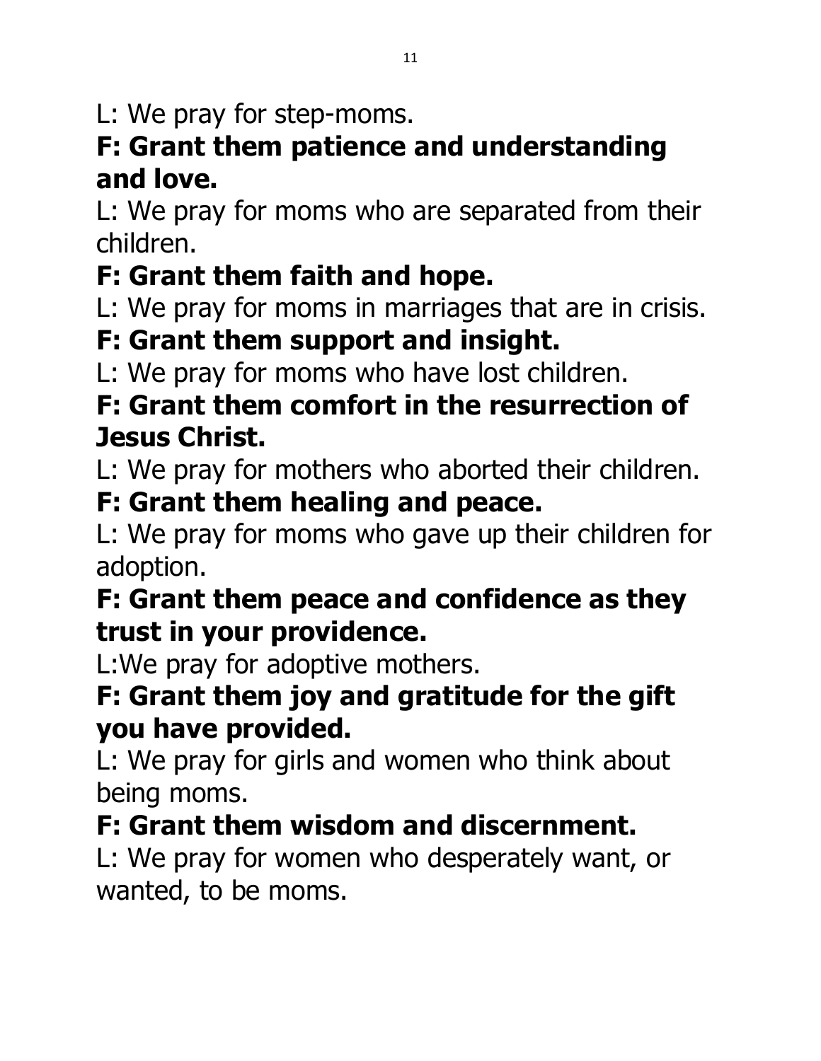L: We pray for step-moms.

**F: Grant them patience and understanding and love.**

L: We pray for moms who are separated from their children.

**F: Grant them faith and hope.**

L: We pray for moms in marriages that are in crisis.

**F: Grant them support and insight.**

L: We pray for moms who have lost children.

**F: Grant them comfort in the resurrection of Jesus Christ.**

L: We pray for mothers who aborted their children.

**F: Grant them healing and peace.**

L: We pray for moms who gave up their children for adoption.

**F: Grant them peace and confidence as they trust in your providence.**

L:We pray for adoptive mothers.

**F: Grant them joy and gratitude for the gift you have provided.**

L: We pray for girls and women who think about being moms.

**F: Grant them wisdom and discernment.**

L: We pray for women who desperately want, or wanted, to be moms.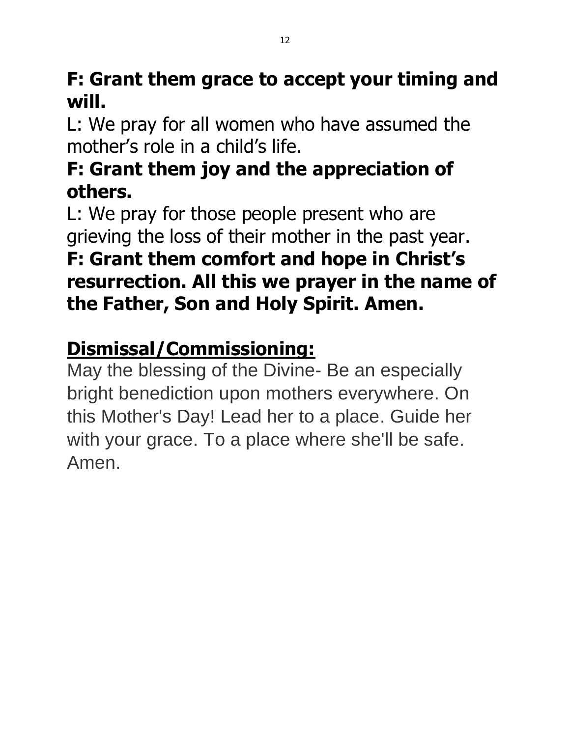**F: Grant them grace to accept your timing and will.**

L: We pray for all women who have assumed the mother's role in a child's life.

**F: Grant them joy and the appreciation of others.**

L: We pray for those people present who are grieving the loss of their mother in the past year.

**F: Grant them comfort and hope in Christ's resurrection. All this we prayer in the name of the Father, Son and Holy Spirit. Amen.**

## **Dismissal/Commissioning:**

May the blessing of the Divine- Be an especially bright benediction upon mothers everywhere. On this Mother's Day! Lead her to a place. Guide her with your grace. To a place where she'll be safe. Amen.